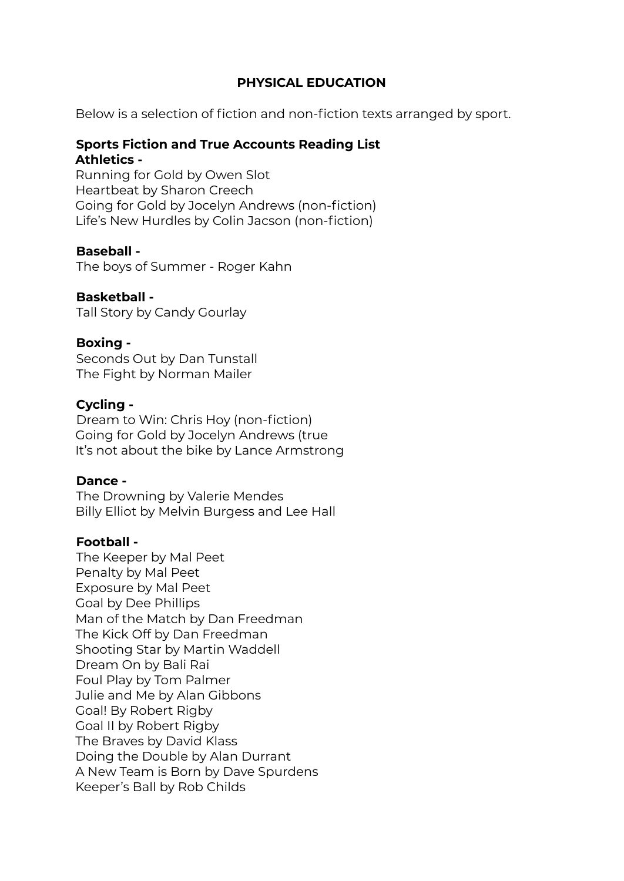# PHYSICAL EDUCATION

Below is a selection of fiction and non-fiction texts arranged by sport.

## Sports Fiction and True Accounts Reading List

**Athletics -**

Running for Gold by Owen Slot
Heartbeat by Sharon Creech
Going for Gold by Jocelyn Andrews (non-fiction)
Life's New Hurdles by Colin Jacson (non-fiction)

**Baseball -**

The boys of Summer - Roger Kahn

**Basketball -**

Tall Story by Candy Gourlay

**Boxing -**

Seconds Out by Dan Tunstall
The Fight by Norman Mailer

**Cycling -**

Dream to Win: Chris Hoy (non-fiction)
Going for Gold by Jocelyn Andrews (true
It's not about the bike by Lance Armstrong

**Dance -**

The Drowning by Valerie Mendes
Billy Elliot by Melvin Burgess and Lee Hall

**Football -**

The Keeper by Mal Peet
Penalty by Mal Peet
Exposure by Mal Peet
Goal by Dee Phillips
Man of the Match by Dan Freedman
The Kick Off by Dan Freedman
Shooting Star by Martin Waddell
Dream On by Bali Rai
Foul Play by Tom Palmer
Julie and Me by Alan Gibbons
Goal! By Robert Rigby
Goal II by Robert Rigby
The Braves by David Klass
Doing the Double by Alan Durrant
A New Team is Born by Dave Spurdens
Keeper's Ball by Rob Childs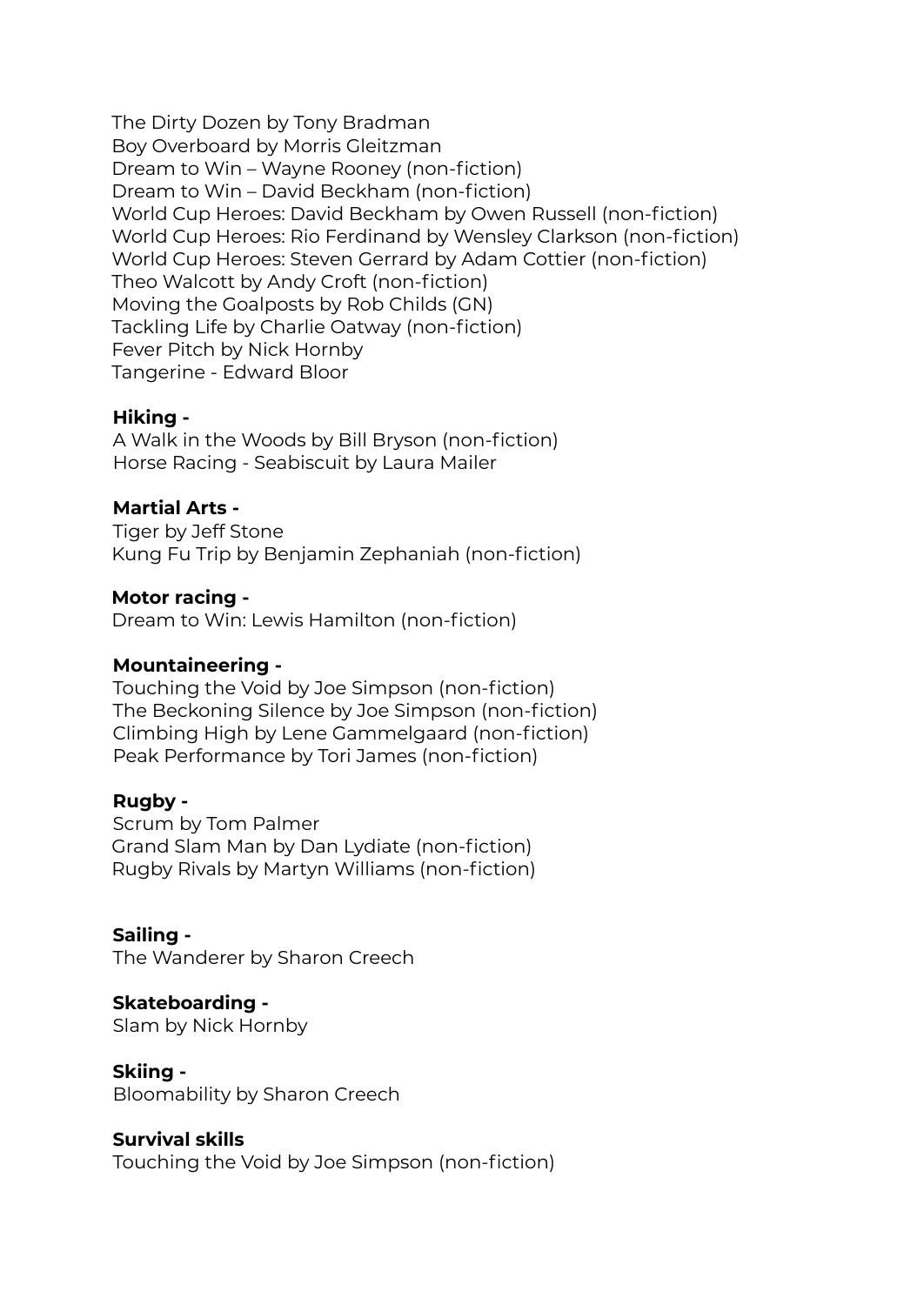The Dirty Dozen by Tony Bradman
Boy Overboard by Morris Gleitzman
Dream to Win – Wayne Rooney (non-fiction)
Dream to Win – David Beckham (non-fiction)
World Cup Heroes: David Beckham by Owen Russell (non-fiction)
World Cup Heroes: Rio Ferdinand by Wensley Clarkson (non-fiction)
World Cup Heroes: Steven Gerrard by Adam Cottier (non-fiction)
Theo Walcott by Andy Croft (non-fiction)
Moving the Goalposts by Rob Childs (GN)
Tackling Life by Charlie Oatway (non-fiction)
Fever Pitch by Nick Hornby
Tangerine - Edward Bloor

**Hiking -**
A Walk in the Woods by Bill Bryson (non-fiction)
Horse Racing - Seabiscuit by Laura Mailer

**Martial Arts -**
Tiger by Jeff Stone
Kung Fu Trip by Benjamin Zephaniah (non-fiction)

**Motor racing -**
Dream to Win: Lewis Hamilton (non-fiction)

**Mountaineering -**
Touching the Void by Joe Simpson (non-fiction)
The Beckoning Silence by Joe Simpson (non-fiction)
Climbing High by Lene Gammelgaard (non-fiction)
Peak Performance by Tori James (non-fiction)

**Rugby -**
Scrum by Tom Palmer
Grand Slam Man by Dan Lydiate (non-fiction)
Rugby Rivals by Martyn Williams (non-fiction)

**Sailing -**
The Wanderer by Sharon Creech

**Skateboarding -**
Slam by Nick Hornby

**Skiing -**
Bloomability by Sharon Creech

**Survival skills**
Touching the Void by Joe Simpson (non-fiction)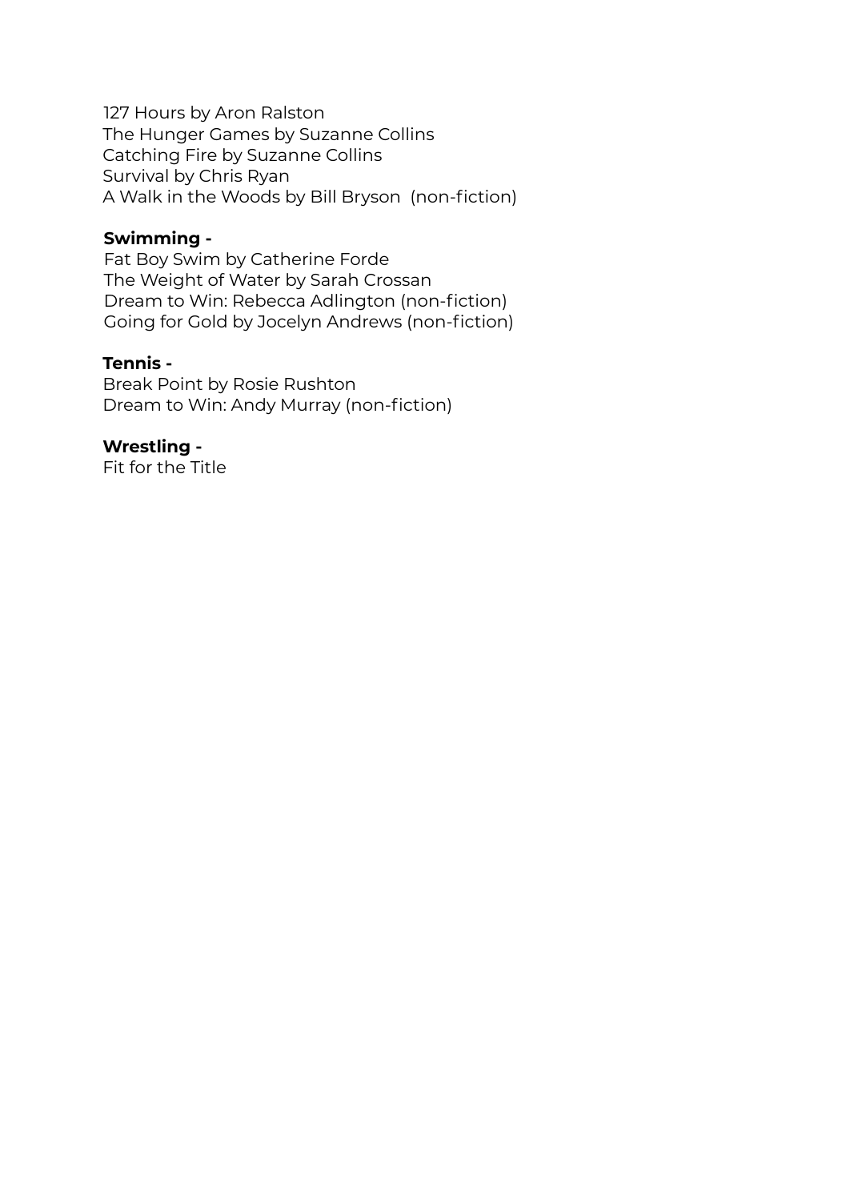127 Hours by Aron Ralston
The Hunger Games by Suzanne Collins
Catching Fire by Suzanne Collins
Survival by Chris Ryan
A Walk in the Woods by Bill Bryson (non-fiction)

**Swimming -**
Fat Boy Swim by Catherine Forde
The Weight of Water by Sarah Crossan
Dream to Win: Rebecca Adlington (non-fiction)
Going for Gold by Jocelyn Andrews (non-fiction)

**Tennis -**
Break Point by Rosie Rushton
Dream to Win: Andy Murray (non-fiction)

**Wrestling -**
Fit for the Title